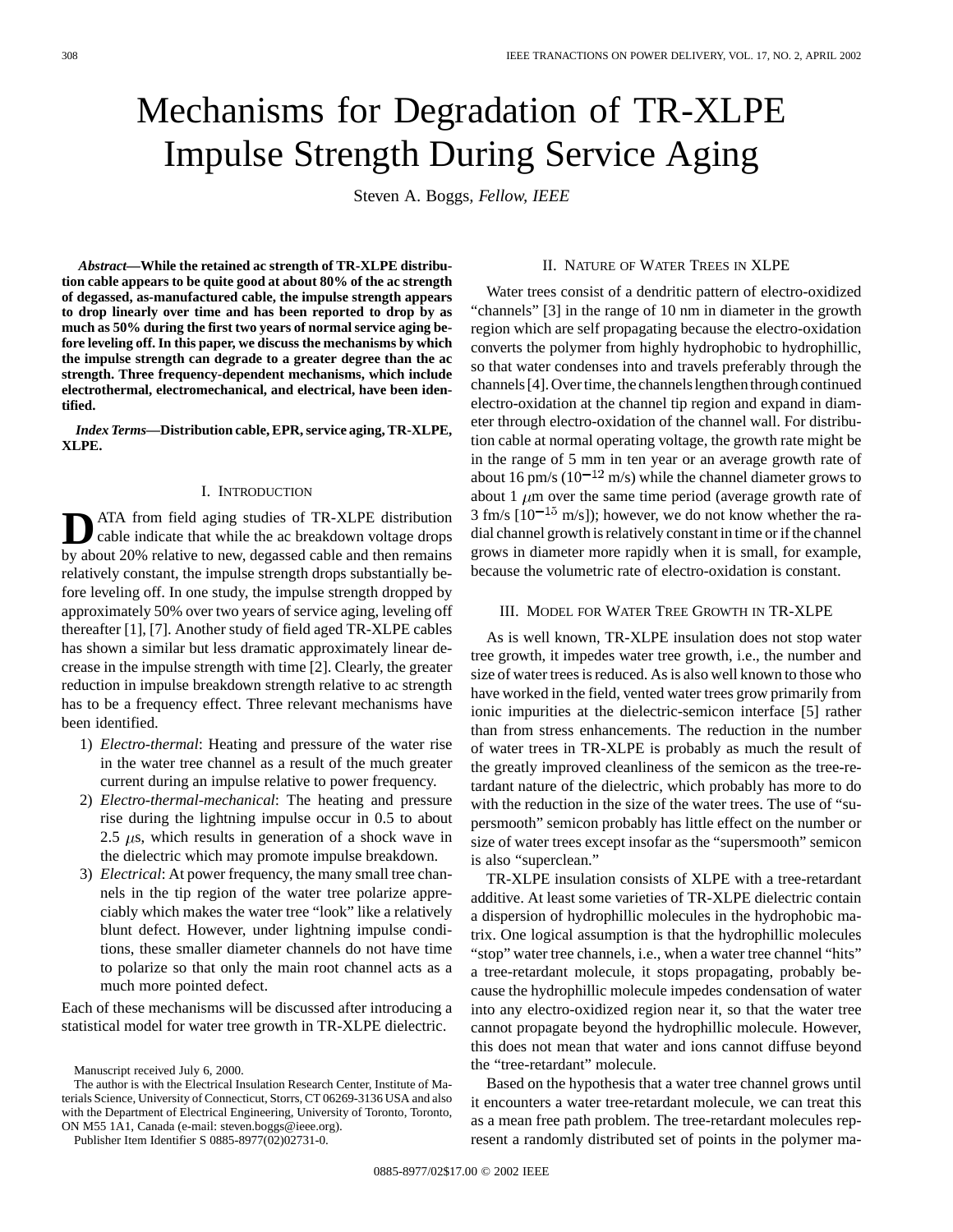# Mechanisms for Degradation of TR-XLPE Impulse Strength During Service Aging

Steven A. Boggs, *Fellow, IEEE*

***Abstract*—While the retained ac strength of TR-XLPE distribution cable appears to be quite good at about 80% of the ac strength of degassed, as-manufactured cable, the impulse strength appears to drop linearly over time and has been reported to drop by as much as 50% during the first two years of normal service aging before leveling off. In this paper, we discuss the mechanisms by which the impulse strength can degrade to a greater degree than the ac strength. Three frequency-dependent mechanisms, which include electrothermal, electromechanical, and electrical, have been identified.**

***Index Terms*—Distribution cable, EPR, service aging, TR-XLPE, XLPE.**

## I. Introduction

DATA from field aging studies of TR-XLPE distribution cable indicate that while the ac breakdown voltage drops by about 20% relative to new, degassed cable and then remains relatively constant, the impulse strength drops substantially before leveling off. In one study, the impulse strength dropped by approximately 50% over two years of service aging, leveling off thereafter [1], [7]. Another study of field aged TR-XLPE cables has shown a similar but less dramatic approximately linear decrease in the impulse strength with time [2]. Clearly, the greater reduction in impulse breakdown strength relative to ac strength has to be a frequency effect. Three relevant mechanisms have been identified.

1) *Electro-thermal*: Heating and pressure of the water rise in the water tree channel as a result of the much greater current during an impulse relative to power frequency.
2) *Electro-thermal-mechanical*: The heating and pressure rise during the lightning impulse occur in 0.5 to about 2.5 $\mu$s, which results in generation of a shock wave in the dielectric which may promote impulse breakdown.
3) *Electrical*: At power frequency, the many small tree channels in the tip region of the water tree polarize appreciably which makes the water tree "look" like a relatively blunt defect. However, under lightning impulse conditions, these smaller diameter channels do not have time to polarize so that only the main root channel acts as a much more pointed defect.

Each of these mechanisms will be discussed after introducing a statistical model for water tree growth in TR-XLPE dielectric.

Manuscript received July 6, 2000.

The author is with the Electrical Insulation Research Center, Institute of Materials Science, University of Connecticut, Storrs, CT 06269-3136 USA and also with the Department of Electrical Engineering, University of Toronto, Toronto, ON M55 1A1, Canada (e-mail: steven.boggs@ieee.org).

Publisher Item Identifier S 0885-8977(02)02731-0.

## II. Nature of Water Trees in XLPE

Water trees consist of a dendritic pattern of electro-oxidized "channels" [3] in the range of 10 nm in diameter in the growth region which are self propagating because the electro-oxidation converts the polymer from highly hydrophobic to hydrophillic, so that water condenses into and travels preferably through the channels [4]. Over time, the channels lengthen through continued electro-oxidation at the channel tip region and expand in diameter through electro-oxidation of the channel wall. For distribution cable at normal operating voltage, the growth rate might be in the range of 5 mm in ten year or an average growth rate of about 16 pm/s ($10^{-12}$ m/s) while the channel diameter grows to about 1 $\mu$m over the same time period (average growth rate of 3 fm/s [$10^{-15}$ m/s]); however, we do not know whether the radial channel growth is relatively constant in time or if the channel grows in diameter more rapidly when it is small, for example, because the volumetric rate of electro-oxidation is constant.

## III. Model for Water Tree Growth in TR-XLPE

As is well known, TR-XLPE insulation does not stop water tree growth, it impedes water tree growth, i.e., the number and size of water trees is reduced. As is also well known to those who have worked in the field, vented water trees grow primarily from ionic impurities at the dielectric-semicon interface [5] rather than from stress enhancements. The reduction in the number of water trees in TR-XLPE is probably as much the result of the greatly improved cleanliness of the semicon as the tree-retardant nature of the dielectric, which probably has more to do with the reduction in the size of the water trees. The use of "supersmooth" semicon probably has little effect on the number or size of water trees except insofar as the "supersmooth" semicon is also "superclean."

TR-XLPE insulation consists of XLPE with a tree-retardant additive. At least some varieties of TR-XLPE dielectric contain a dispersion of hydrophillic molecules in the hydrophobic matrix. One logical assumption is that the hydrophillic molecules "stop" water tree channels, i.e., when a water tree channel "hits" a tree-retardant molecule, it stops propagating, probably because the hydrophillic molecule impedes condensation of water into any electro-oxidized region near it, so that the water tree cannot propagate beyond the hydrophillic molecule. However, this does not mean that water and ions cannot diffuse beyond the "tree-retardant" molecule.

Based on the hypothesis that a water tree channel grows until it encounters a water tree-retardant molecule, we can treat this as a mean free path problem. The tree-retardant molecules represent a randomly distributed set of points in the polymer ma-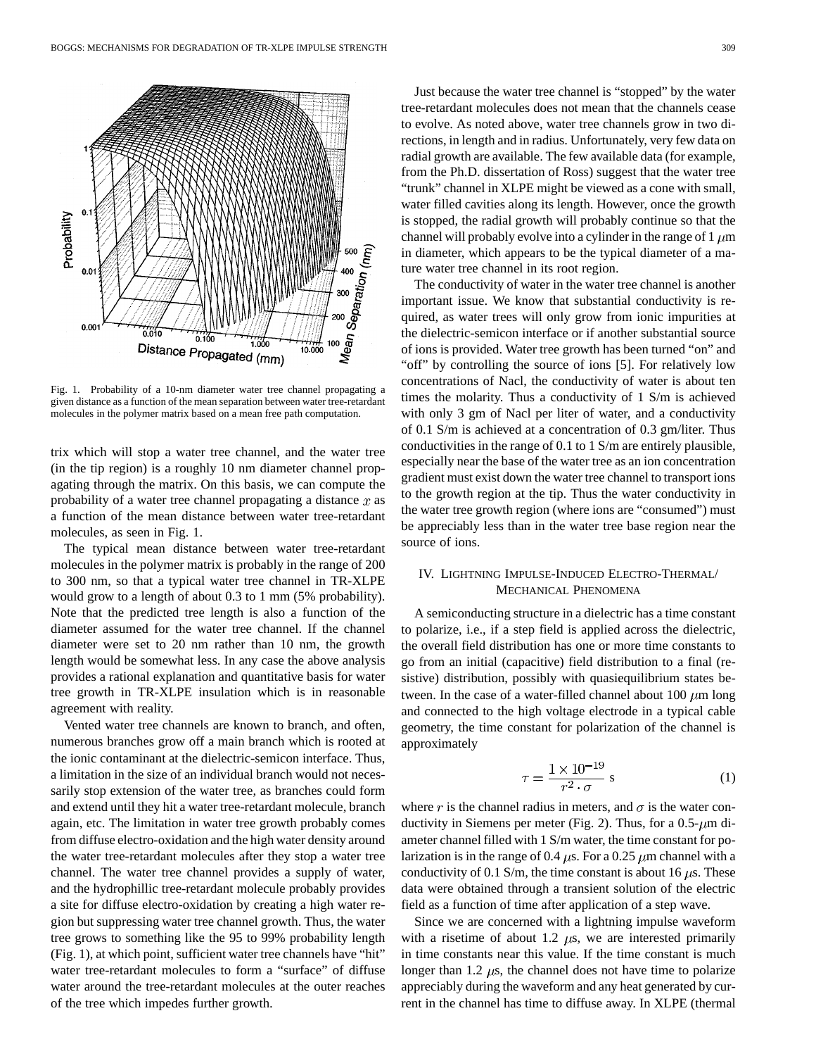Probability

1

0.1

0.01

0.001

0.010

0.100

1.000

10.000

Distance Propagated (mm)

100

200

300

400

500

Mean Separation (nm)

Fig. 1. Probability of a 10-nm diameter water tree channel propagating a given distance as a function of the mean separation between water tree-retardant molecules in the polymer matrix based on a mean free path computation.

trix which will stop a water tree channel, and the water tree (in the tip region) is a roughly 10 nm diameter channel propagating through the matrix. On this basis, we can compute the probability of a water tree channel propagating a distance $x$ as a function of the mean distance between water tree-retardant molecules, as seen in Fig. 1.

The typical mean distance between water tree-retardant molecules in the polymer matrix is probably in the range of 200 to 300 nm, so that a typical water tree channel in TR-XLPE would grow to a length of about 0.3 to 1 mm (5% probability). Note that the predicted tree length is also a function of the diameter assumed for the water tree channel. If the channel diameter were set to 20 nm rather than 10 nm, the growth length would be somewhat less. In any case the above analysis provides a rational explanation and quantitative basis for water tree growth in TR-XLPE insulation which is in reasonable agreement with reality.

Vented water tree channels are known to branch, and often, numerous branches grow off a main branch which is rooted at the ionic contaminant at the dielectric-semicon interface. Thus, a limitation in the size of an individual branch would not necessarily stop extension of the water tree, as branches could form and extend until they hit a water tree-retardant molecule, branch again, etc. The limitation in water tree growth probably comes from diffuse electro-oxidation and the high water density around the water tree-retardant molecules after they stop a water tree channel. The water tree channel provides a supply of water, and the hydrophillic tree-retardant molecule probably provides a site for diffuse electro-oxidation by creating a high water region but suppressing water tree channel growth. Thus, the water tree grows to something like the 95 to 99% probability length (Fig. 1), at which point, sufficient water tree channels have "hit" water tree-retardant molecules to form a "surface" of diffuse water around the tree-retardant molecules at the outer reaches of the tree which impedes further growth.

Just because the water tree channel is "stopped" by the water tree-retardant molecules does not mean that the channels cease to evolve. As noted above, water tree channels grow in two directions, in length and in radius. Unfortunately, very few data on radial growth are available. The few available data (for example, from the Ph.D. dissertation of Ross) suggest that the water tree "trunk" channel in XLPE might be viewed as a cone with small, water filled cavities along its length. However, once the growth is stopped, the radial growth will probably continue so that the channel will probably evolve into a cylinder in the range of 1 $\mu$m in diameter, which appears to be the typical diameter of a mature water tree channel in its root region.

The conductivity of water in the water tree channel is another important issue. We know that substantial conductivity is required, as water trees will only grow from ionic impurities at the dielectric-semicon interface or if another substantial source of ions is provided. Water tree growth has been turned "on" and "off" by controlling the source of ions [5]. For relatively low concentrations of Nacl, the conductivity of water is about ten times the molarity. Thus a conductivity of 1 S/m is achieved with only 3 gm of Nacl per liter of water, and a conductivity of 0.1 S/m is achieved at a concentration of 0.3 gm/liter. Thus conductivities in the range of 0.1 to 1 S/m are entirely plausible, especially near the base of the water tree as an ion concentration gradient must exist down the water tree channel to transport ions to the growth region at the tip. Thus the water conductivity in the water tree growth region (where ions are "consumed") must be appreciably less than in the water tree base region near the source of ions.

## IV. Lightning Impulse-Induced Electro-Thermal/Mechanical Phenomena

A semiconducting structure in a dielectric has a time constant to polarize, i.e., if a step field is applied across the dielectric, the overall field distribution has one or more time constants to go from an initial (capacitive) field distribution to a final (resistive) distribution, possibly with quasiequilibrium states between. In the case of a water-filled channel about 100 $\mu$m long and connected to the high voltage electrode in a typical cable geometry, the time constant for polarization of the channel is approximately

$$\tau = \frac{1 \times 10^{-19}}{r^2 \cdot \sigma} \text{ s} \tag{1}$$

where $r$ is the channel radius in meters, and $\sigma$ is the water conductivity in Siemens per meter (Fig. 2). Thus, for a 0.5-$\mu$m diameter channel filled with 1 S/m water, the time constant for polarization is in the range of 0.4 $\mu$s. For a 0.25 $\mu$m channel with a conductivity of 0.1 S/m, the time constant is about 16 $\mu$s. These data were obtained through a transient solution of the electric field as a function of time after application of a step wave.

Since we are concerned with a lightning impulse waveform with a risetime of about 1.2 $\mu$s, we are interested primarily in time constants near this value. If the time constant is much longer than 1.2 $\mu$s, the channel does not have time to polarize appreciably during the waveform and any heat generated by current in the channel has time to diffuse away. In XLPE (thermal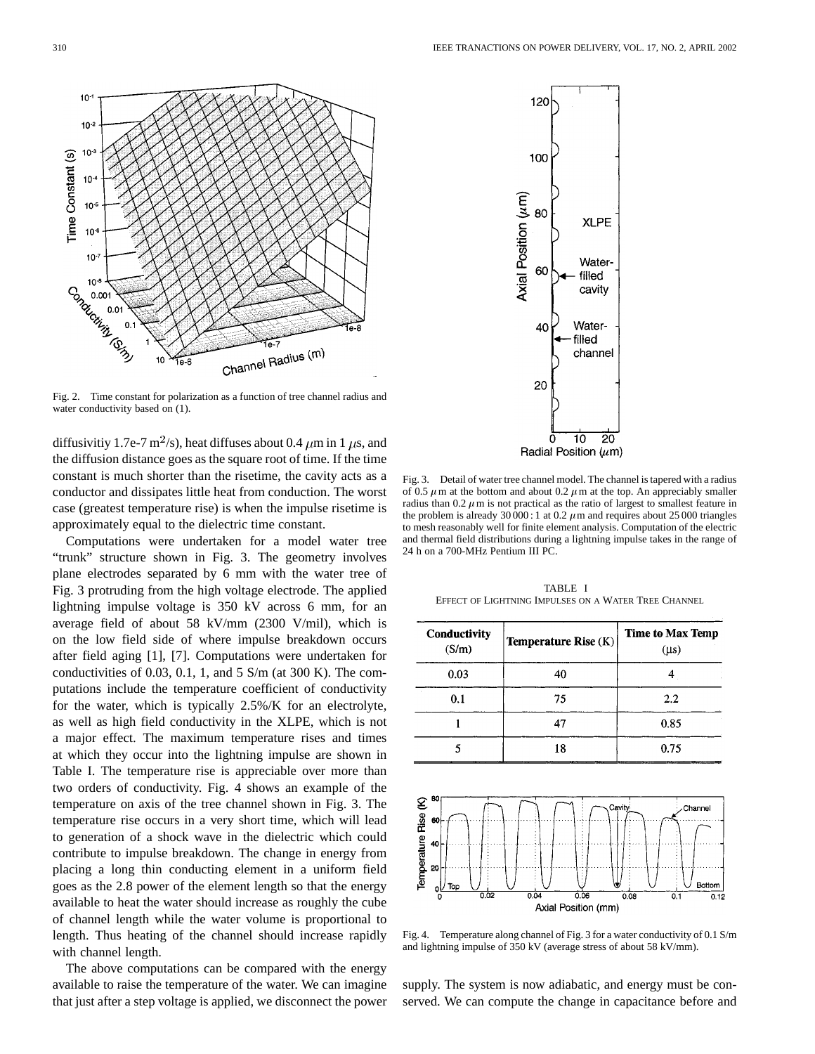Fig. 2. Time constant for polarization as a function of tree channel radius and water conductivity based on (1).

diffusivitiy 1.7e-7 $m^2/s$), heat diffuses about 0.4 $\mu$m in 1 $\mu$s, and the diffusion distance goes as the square root of time. If the time constant is much shorter than the risetime, the cavity acts as a conductor and dissipates little heat from conduction. The worst case (greatest temperature rise) is when the impulse risetime is approximately equal to the dielectric time constant.

Computations were undertaken for a model water tree "trunk" structure shown in Fig. 3. The geometry involves plane electrodes separated by 6 mm with the water tree of Fig. 3 protruding from the high voltage electrode. The applied lightning impulse voltage is 350 kV across 6 mm, for an average field of about 58 kV/mm (2300 V/mil), which is on the low field side of where impulse breakdown occurs after field aging [1], [7]. Computations were undertaken for conductivities of 0.03, 0.1, 1, and 5 S/m (at 300 K). The computations include the temperature coefficient of conductivity for the water, which is typically 2.5%/K for an electrolyte, as well as high field conductivity in the XLPE, which is not a major effect. The maximum temperature rises and times at which they occur into the lightning impulse are shown in Table I. The temperature rise is appreciable over more than two orders of conductivity. Fig. 4 shows an example of the temperature on axis of the tree channel shown in Fig. 3. The temperature rise occurs in a very short time, which will lead to generation of a shock wave in the dielectric which could contribute to impulse breakdown. The change in energy from placing a long thin conducting element in a uniform field goes as the 2.8 power of the element length so that the energy available to heat the water should increase as roughly the cube of channel length while the water volume is proportional to length. Thus heating of the channel should increase rapidly with channel length.

The above computations can be compared with the energy available to raise the temperature of the water. We can imagine that just after a step voltage is applied, we disconnect the power supply. The system is now adiabatic, and energy must be conserved. We can compute the change in capacitance before and

Fig. 3. Detail of water tree channel model. The channel is tapered with a radius of 0.5 $\mu$m at the bottom and about 0.2 $\mu$m at the top. An appreciably smaller radius than 0.2 $\mu$m is not practical as the ratio of largest to smallest feature in the problem is already 30 000 : 1 at 0.2 $\mu$m and requires about 25 000 triangles to mesh reasonably well for finite element analysis. Computation of the electric and thermal field distributions during a lightning impulse takes in the range of 24 h on a 700-MHz Pentium III PC.

TABLE I
EFFECT OF LIGHTNING IMPULSES ON A WATER TREE CHANNEL

| Conductivity (S/m) | Temperature Rise (K) | Time to Max Temp ($\mu$s) |
|---|---|---|
| 0.03 | 40 | 4 |
| 0.1 | 75 | 2.2 |
| 1 | 47 | 0.85 |
| 5 | 18 | 0.75 |

Fig. 4. Temperature along channel of Fig. 3 for a water conductivity of 0.1 S/m and lightning impulse of 350 kV (average stress of about 58 kV/mm).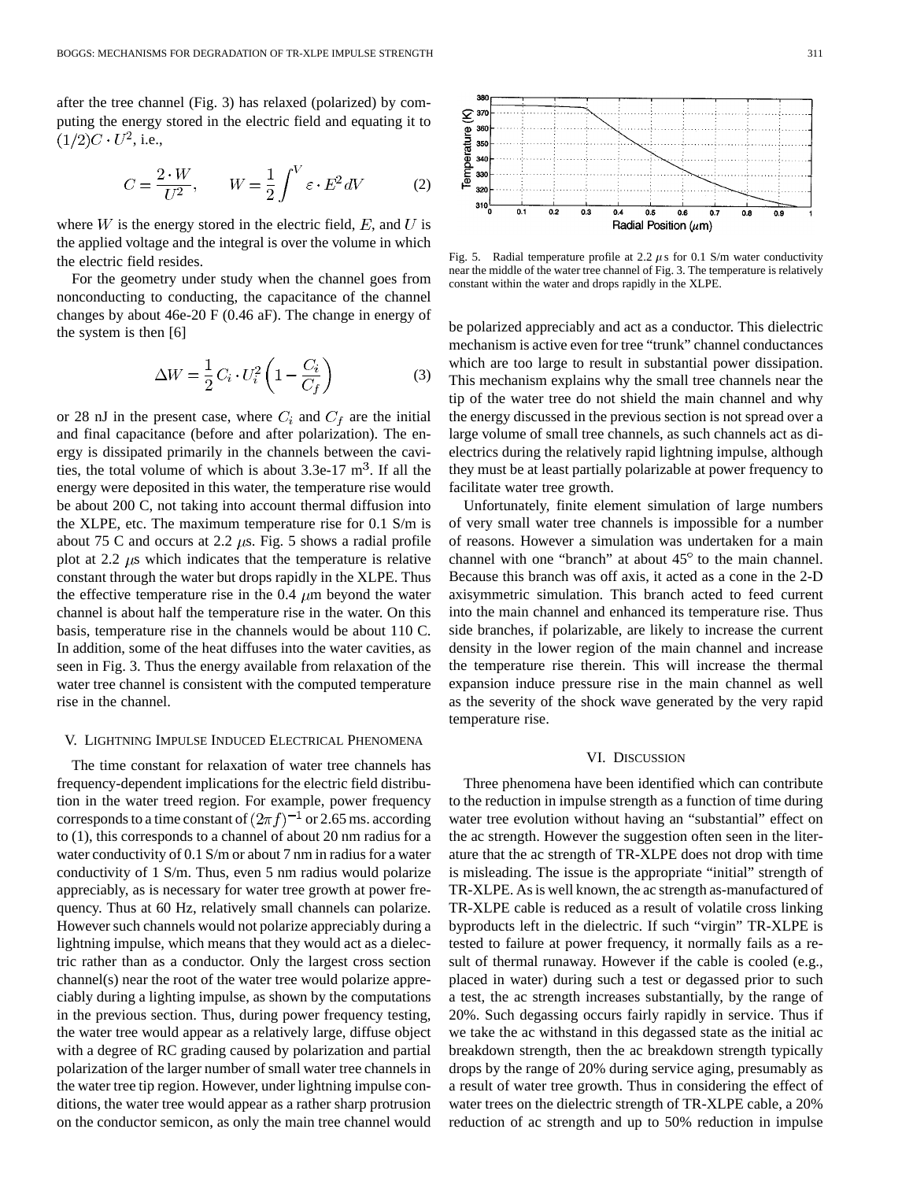after the tree channel (Fig. 3) has relaxed (polarized) by computing the energy stored in the electric field and equating it to $(1/2)C \cdot U^2$, i.e.,

$$C = \frac{2 \cdot W}{U^2}, \qquad W = \frac{1}{2}\int^V \varepsilon \cdot E^2 \, dV \tag{2}$$

where $W$ is the energy stored in the electric field, $E$, and $U$ is the applied voltage and the integral is over the volume in which the electric field resides.

For the geometry under study when the channel goes from nonconducting to conducting, the capacitance of the channel changes by about 46e-20 F (0.46 aF). The change in energy of the system is then [6]

$$\Delta W = \frac{1}{2} C_i \cdot U_i^2 \left(1 - \frac{C_i}{C_f}\right) \tag{3}$$

or 28 nJ in the present case, where $C_i$ and $C_f$ are the initial and final capacitance (before and after polarization). The energy is dissipated primarily in the channels between the cavities, the total volume of which is about 3.3e-17 m$^3$. If all the energy were deposited in this water, the temperature rise would be about 200 C, not taking into account thermal diffusion into the XLPE, etc. The maximum temperature rise for 0.1 S/m is about 75 C and occurs at 2.2 $\mu$s. Fig. 5 shows a radial profile plot at 2.2 $\mu$s which indicates that the temperature is relative constant through the water but drops rapidly in the XLPE. Thus the effective temperature rise in the 0.4 $\mu$m beyond the water channel is about half the temperature rise in the water. On this basis, temperature rise in the channels would be about 110 C. In addition, some of the heat diffuses into the water cavities, as seen in Fig. 3. Thus the energy available from relaxation of the water tree channel is consistent with the computed temperature rise in the channel.

Temperature (K)
380
370
360
350
340
330
320
310
0 0.1 0.2 0.3 0.4 0.5 0.6 0.7 0.8 0.9 1
Radial Position ($\mu$m)

Fig. 5. Radial temperature profile at 2.2 $\mu$s for 0.1 S/m water conductivity near the middle of the water tree channel of Fig. 3. The temperature is relatively constant within the water and drops rapidly in the XLPE.

## V. Lightning Impulse Induced Electrical Phenomena

The time constant for relaxation of water tree channels has frequency-dependent implications for the electric field distribution in the water treed region. For example, power frequency corresponds to a time constant of $(2\pi f)^{-1}$ or 2.65 ms. according to (1), this corresponds to a channel of about 20 nm radius for a water conductivity of 0.1 S/m or about 7 nm in radius for a water conductivity of 1 S/m. Thus, even 5 nm radius would polarize appreciably, as is necessary for water tree growth at power frequency. Thus at 60 Hz, relatively small channels can polarize. However such channels would not polarize appreciably during a lightning impulse, which means that they would act as a dielectric rather than as a conductor. Only the largest cross section channel(s) near the root of the water tree would polarize appreciably during a lighting impulse, as shown by the computations in the previous section. Thus, during power frequency testing, the water tree would appear as a relatively large, diffuse object with a degree of RC grading caused by polarization and partial polarization of the larger number of small water tree channels in the water tree tip region. However, under lightning impulse conditions, the water tree would appear as a rather sharp protrusion on the conductor semicon, as only the main tree channel would be polarized appreciably and act as a conductor. This dielectric mechanism is active even for tree "trunk" channel conductances which are too large to result in substantial power dissipation. This mechanism explains why the small tree channels near the tip of the water tree do not shield the main channel and why the energy discussed in the previous section is not spread over a large volume of small tree channels, as such channels act as dielectrics during the relatively rapid lightning impulse, although they must be at least partially polarizable at power frequency to facilitate water tree growth.

Unfortunately, finite element simulation of large numbers of very small water tree channels is impossible for a number of reasons. However a simulation was undertaken for a main channel with one "branch" at about 45° to the main channel. Because this branch was off axis, it acted as a cone in the 2-D axisymmetric simulation. This branch acted to feed current into the main channel and enhanced its temperature rise. Thus side branches, if polarizable, are likely to increase the current density in the lower region of the main channel and increase the temperature rise therein. This will increase the thermal expansion induce pressure rise in the main channel as well as the severity of the shock wave generated by the very rapid temperature rise.

## VI. Discussion

Three phenomena have been identified which can contribute to the reduction in impulse strength as a function of time during water tree evolution without having an "substantial" effect on the ac strength. However the suggestion often seen in the literature that the ac strength of TR-XLPE does not drop with time is misleading. The issue is the appropriate "initial" strength of TR-XLPE. As is well known, the ac strength as-manufactured of TR-XLPE cable is reduced as a result of volatile cross linking byproducts left in the dielectric. If such "virgin" TR-XLPE is tested to failure at power frequency, it normally fails as a result of thermal runaway. However if the cable is cooled (e.g., placed in water) during such a test or degassed prior to such a test, the ac strength increases substantially, by the range of 20%. Such degassing occurs fairly rapidly in service. Thus if we take the ac withstand in this degassed state as the initial ac breakdown strength, then the ac breakdown strength typically drops by the range of 20% during service aging, presumably as a result of water tree growth. Thus in considering the effect of water trees on the dielectric strength of TR-XLPE cable, a 20% reduction of ac strength and up to 50% reduction in impulse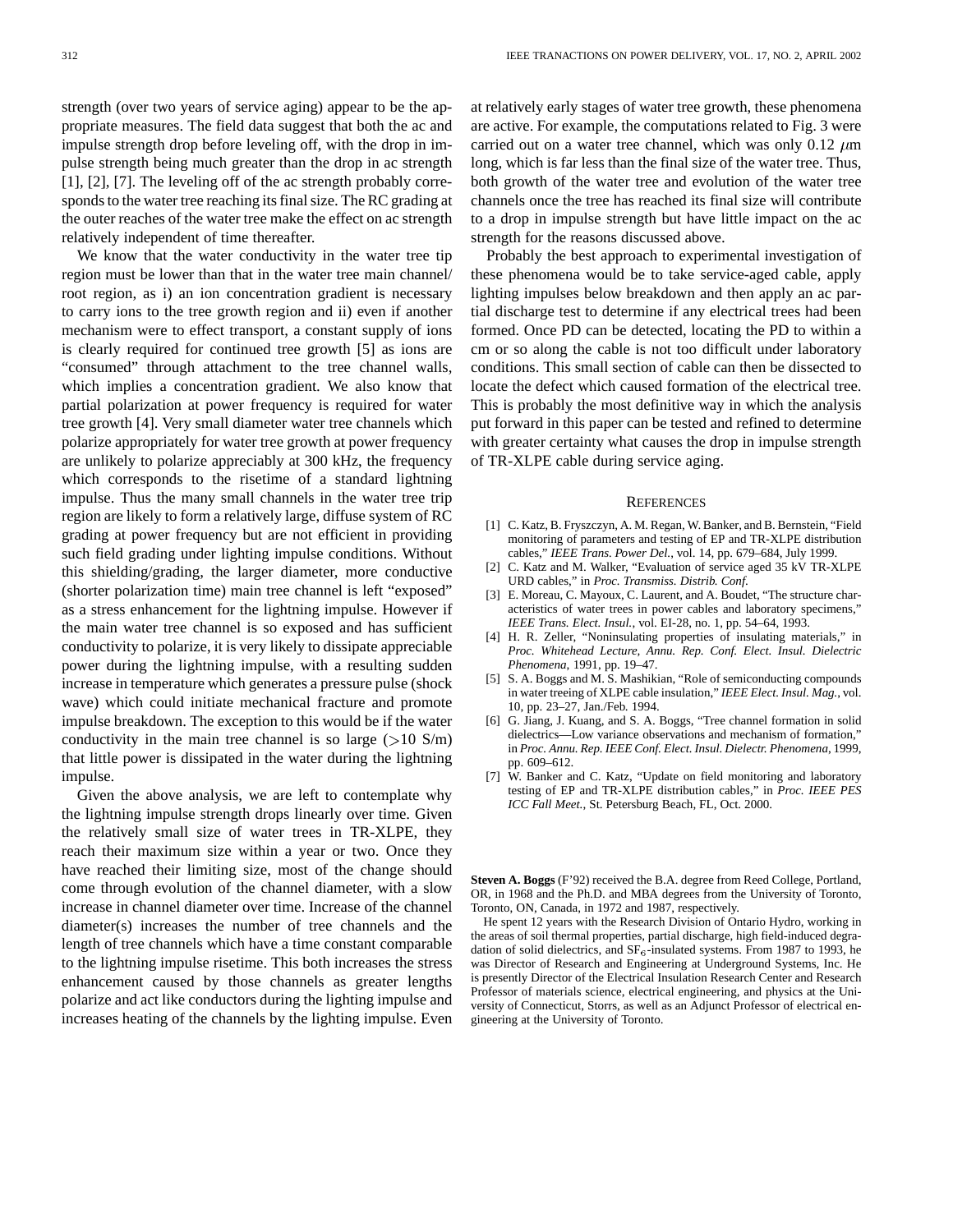strength (over two years of service aging) appear to be the appropriate measures. The field data suggest that both the ac and impulse strength drop before leveling off, with the drop in impulse strength being much greater than the drop in ac strength [1], [2], [7]. The leveling off of the ac strength probably corresponds to the water tree reaching its final size. The RC grading at the outer reaches of the water tree make the effect on ac strength relatively independent of time thereafter.

We know that the water conductivity in the water tree tip region must be lower than that in the water tree main channel/root region, as i) an ion concentration gradient is necessary to carry ions to the tree growth region and ii) even if another mechanism were to effect transport, a constant supply of ions is clearly required for continued tree growth [5] as ions are "consumed" through attachment to the tree channel walls, which implies a concentration gradient. We also know that partial polarization at power frequency is required for water tree growth [4]. Very small diameter water tree channels which polarize appropriately for water tree growth at power frequency are unlikely to polarize appreciably at 300 kHz, the frequency which corresponds to the risetime of a standard lightning impulse. Thus the many small channels in the water tree trip region are likely to form a relatively large, diffuse system of RC grading at power frequency but are not efficient in providing such field grading under lighting impulse conditions. Without this shielding/grading, the larger diameter, more conductive (shorter polarization time) main tree channel is left "exposed" as a stress enhancement for the lightning impulse. However if the main water tree channel is so exposed and has sufficient conductivity to polarize, it is very likely to dissipate appreciable power during the lightning impulse, with a resulting sudden increase in temperature which generates a pressure pulse (shock wave) which could initiate mechanical fracture and promote impulse breakdown. The exception to this would be if the water conductivity in the main tree channel is so large ($>10$ S/m) that little power is dissipated in the water during the lightning impulse.

Given the above analysis, we are left to contemplate why the lightning impulse strength drops linearly over time. Given the relatively small size of water trees in TR-XLPE, they reach their maximum size within a year or two. Once they have reached their limiting size, most of the change should come through evolution of the channel diameter, with a slow increase in channel diameter over time. Increase of the channel diameter(s) increases the number of tree channels and the length of tree channels which have a time constant comparable to the lightning impulse risetime. This both increases the stress enhancement caused by those channels as greater lengths polarize and act like conductors during the lighting impulse and increases heating of the channels by the lighting impulse. Even at relatively early stages of water tree growth, these phenomena are active. For example, the computations related to Fig. 3 were carried out on a water tree channel, which was only 0.12 $\mu$m long, which is far less than the final size of the water tree. Thus, both growth of the water tree and evolution of the water tree channels once the tree has reached its final size will contribute to a drop in impulse strength but have little impact on the ac strength for the reasons discussed above.

Probably the best approach to experimental investigation of these phenomena would be to take service-aged cable, apply lighting impulses below breakdown and then apply an ac partial discharge test to determine if any electrical trees had been formed. Once PD can be detected, locating the PD to within a cm or so along the cable is not too difficult under laboratory conditions. This small section of cable can then be dissected to locate the defect which caused formation of the electrical tree. This is probably the most definitive way in which the analysis put forward in this paper can be tested and refined to determine with greater certainty what causes the drop in impulse strength of TR-XLPE cable during service aging.

## References

[1] C. Katz, B. Fryszczyn, A. M. Regan, W. Banker, and B. Bernstein, "Field monitoring of parameters and testing of EP and TR-XLPE distribution cables," *IEEE Trans. Power Del.*, vol. 14, pp. 679–684, July 1999.

[2] C. Katz and M. Walker, "Evaluation of service aged 35 kV TR-XLPE URD cables," in *Proc. Transmiss. Distrib. Conf.*

[3] E. Moreau, C. Mayoux, C. Laurent, and A. Boudet, "The structure characteristics of water trees in power cables and laboratory specimens," *IEEE Trans. Elect. Insul.*, vol. EI-28, no. 1, pp. 54–64, 1993.

[4] H. R. Zeller, "Noninsulating properties of insulating materials," in *Proc. Whitehead Lecture, Annu. Rep. Conf. Elect. Insul. Dielectric Phenomena*, 1991, pp. 19–47.

[5] S. A. Boggs and M. S. Mashikian, "Role of semiconducting compounds in water treeing of XLPE cable insulation," *IEEE Elect. Insul. Mag.*, vol. 10, pp. 23–27, Jan./Feb. 1994.

[6] G. Jiang, J. Kuang, and S. A. Boggs, "Tree channel formation in solid dielectrics—Low variance observations and mechanism of formation," in *Proc. Annu. Rep. IEEE Conf. Elect. Insul. Dielectr. Phenomena*, 1999, pp. 609–612.

[7] W. Banker and C. Katz, "Update on field monitoring and laboratory testing of EP and TR-XLPE distribution cables," in *Proc. IEEE PES ICC Fall Meet.*, St. Petersburg Beach, FL, Oct. 2000.

**Steven A. Boggs** (F'92) received the B.A. degree from Reed College, Portland, OR, in 1968 and the Ph.D. and MBA degrees from the University of Toronto, Toronto, ON, Canada, in 1972 and 1987, respectively.

He spent 12 years with the Research Division of Ontario Hydro, working in the areas of soil thermal properties, partial discharge, high field-induced degradation of solid dielectrics, and $SF_6$-insulated systems. From 1987 to 1993, he was Director of Research and Engineering at Underground Systems, Inc. He is presently Director of the Electrical Insulation Research Center and Research Professor of materials science, electrical engineering, and physics at the University of Connecticut, Storrs, as well as an Adjunct Professor of electrical engineering at the University of Toronto.